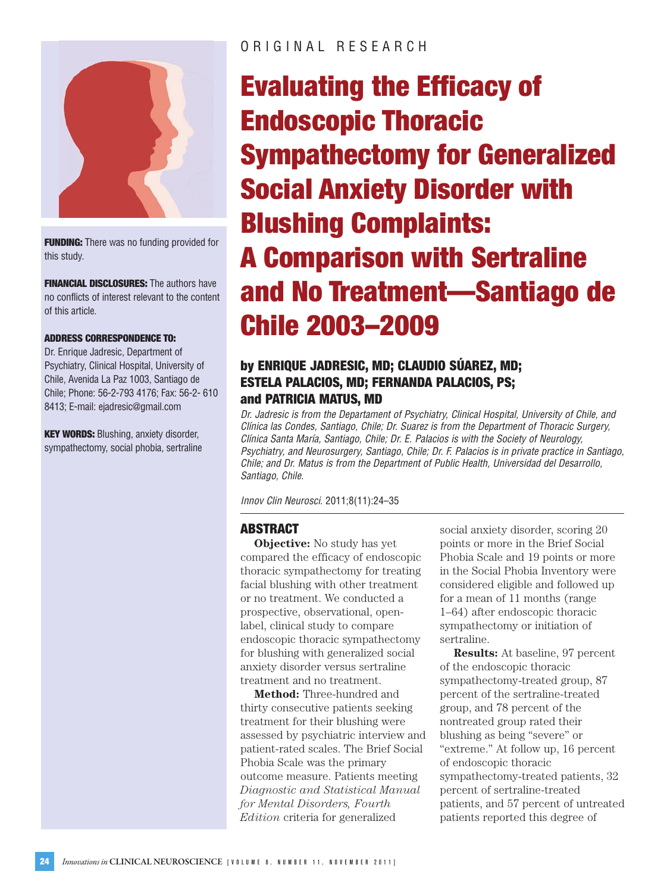ORIGINAL RESEARCH

# Evaluating the Efficacy of Endoscopic Thoracic Sympathectomy for Generalized Social Anxiety Disorder with Blushing Complaints: A Comparison with Sertraline and No Treatment—Santiago de Chile 2003–2009

### by ENRIQUE JADRESIC, MD; CLAUDIO SÚAREZ, MD; ESTELA PALACIOS, MD; FERNANDA PALACIOS, PS; and PATRICIA MATUS, MD

*Dr. Jadresic is from the Departament of Psychiatry, Clinical Hospital, University of Chile, and Clínica las Condes, Santiago, Chile; Dr. Suarez is from the Department of Thoracic Surgery, Clínica Santa María, Santiago, Chile; Dr. E. Palacios is with the Society of Neurology, Psychiatry, and Neurosurgery, Santiago, Chile; Dr. F. Palacios is in private practice in Santiago, Chile; and Dr. Matus is from the Department of Public Health, Universidad del Desarrollo, Santiago, Chile.*

*Innov Clin Neurosci*. 2011;8(11):24–35

**FUNDING:** There was no funding provided for this study.

**FINANCIAL DISCLOSURES:** The authors have no conflicts of interest relevant to the content of this article.

**ADDRESS CORRESPONDENCE TO:**
Dr. Enrique Jadresic, Department of Psychiatry, Clinical Hospital, University of Chile, Avenida La Paz 1003, Santiago de Chile; Phone: 56-2-793 4176; Fax: 56-2- 610 8413; E-mail: ejadresic@gmail.com

**KEY WORDS:** Blushing, anxiety disorder, sympathectomy, social phobia, sertraline

## ABSTRACT

**Objective:** No study has yet compared the efficacy of endoscopic thoracic sympathectomy for treating facial blushing with other treatment or no treatment. We conducted a prospective, observational, open-label, clinical study to compare endoscopic thoracic sympathectomy for blushing with generalized social anxiety disorder versus sertraline treatment and no treatment.

**Method:** Three-hundred and thirty consecutive patients seeking treatment for their blushing were assessed by psychiatric interview and patient-rated scales. The Brief Social Phobia Scale was the primary outcome measure. Patients meeting *Diagnostic and Statistical Manual for Mental Disorders, Fourth Edition* criteria for generalized social anxiety disorder, scoring 20 points or more in the Brief Social Phobia Scale and 19 points or more in the Social Phobia Inventory were considered eligible and followed up for a mean of 11 months (range 1–64) after endoscopic thoracic sympathectomy or initiation of sertraline.

**Results:** At baseline, 97 percent of the endoscopic thoracic sympathectomy-treated group, 87 percent of the sertraline-treated group, and 78 percent of the nontreated group rated their blushing as being "severe" or "extreme." At follow up, 16 percent of endoscopic thoracic sympathectomy-treated patients, 32 percent of sertraline-treated patients, and 57 percent of untreated patients reported this degree of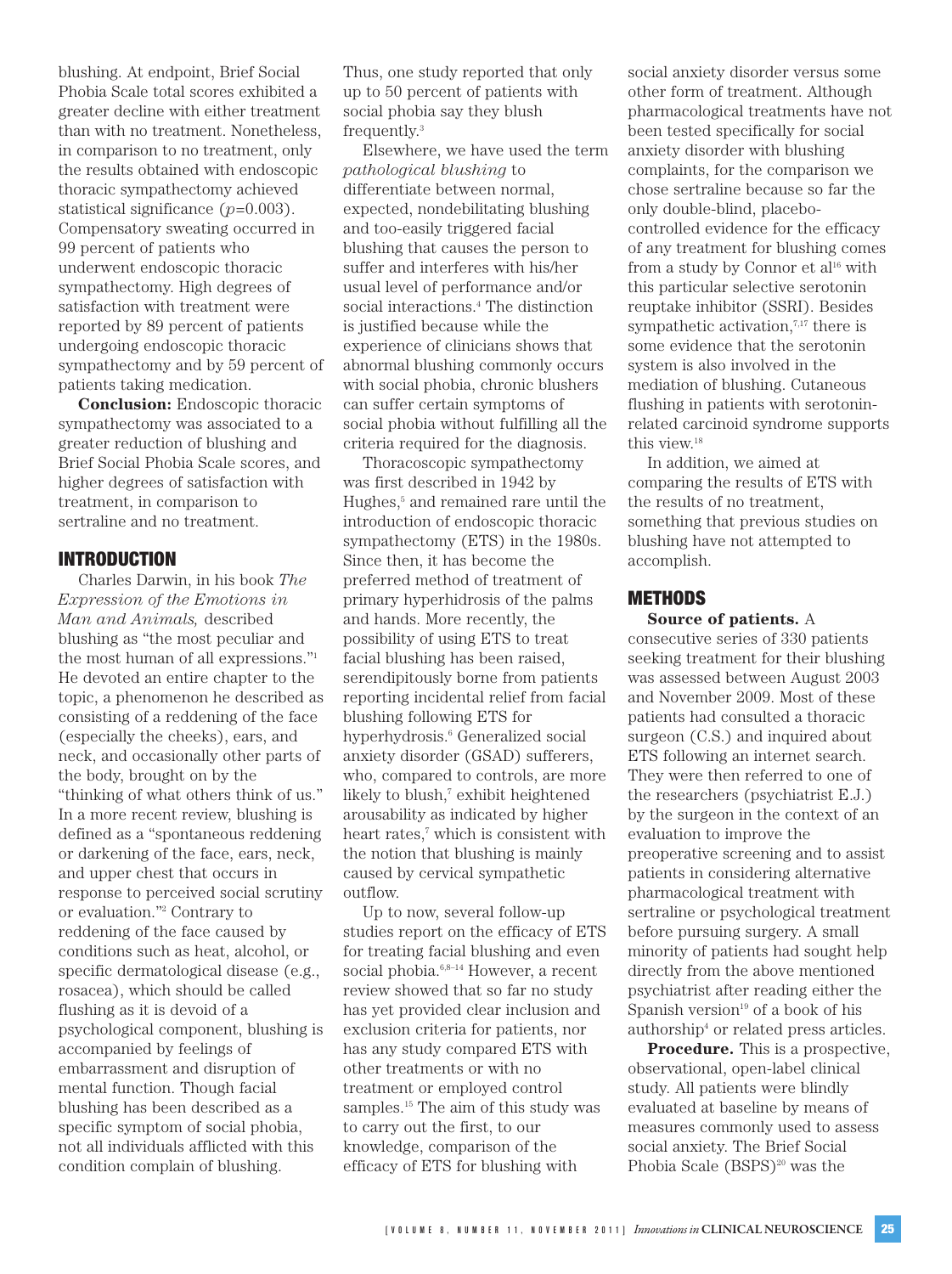blushing. At endpoint, Brief Social Phobia Scale total scores exhibited a greater decline with either treatment than with no treatment. Nonetheless, in comparison to no treatment, only the results obtained with endoscopic thoracic sympathectomy achieved statistical significance ($p$=0.003). Compensatory sweating occurred in 99 percent of patients who underwent endoscopic thoracic sympathectomy. High degrees of satisfaction with treatment were reported by 89 percent of patients undergoing endoscopic thoracic sympathectomy and by 59 percent of patients taking medication.

**Conclusion:** Endoscopic thoracic sympathectomy was associated to a greater reduction of blushing and Brief Social Phobia Scale scores, and higher degrees of satisfaction with treatment, in comparison to sertraline and no treatment.

## INTRODUCTION

Charles Darwin, in his book *The Expression of the Emotions in Man and Animals,* described blushing as "the most peculiar and the most human of all expressions."[1] He devoted an entire chapter to the topic, a phenomenon he described as consisting of a reddening of the face (especially the cheeks), ears, and neck, and occasionally other parts of the body, brought on by the "thinking of what others think of us." In a more recent review, blushing is defined as a "spontaneous reddening or darkening of the face, ears, neck, and upper chest that occurs in response to perceived social scrutiny or evaluation."[2] Contrary to reddening of the face caused by conditions such as heat, alcohol, or specific dermatological disease (e.g., rosacea), which should be called flushing as it is devoid of a psychological component, blushing is accompanied by feelings of embarrassment and disruption of mental function. Though facial blushing has been described as a specific symptom of social phobia, not all individuals afflicted with this condition complain of blushing. Thus, one study reported that only up to 50 percent of patients with social phobia say they blush frequently.[3]

Elsewhere, we have used the term *pathological blushing* to differentiate between normal, expected, nondebilitating blushing and too-easily triggered facial blushing that causes the person to suffer and interferes with his/her usual level of performance and/or social interactions.[4] The distinction is justified because while the experience of clinicians shows that abnormal blushing commonly occurs with social phobia, chronic blushers can suffer certain symptoms of social phobia without fulfilling all the criteria required for the diagnosis.

Thoracoscopic sympathectomy was first described in 1942 by Hughes,[5] and remained rare until the introduction of endoscopic thoracic sympathectomy (ETS) in the 1980s. Since then, it has become the preferred method of treatment of primary hyperhidrosis of the palms and hands. More recently, the possibility of using ETS to treat facial blushing has been raised, serendipitously borne from patients reporting incidental relief from facial blushing following ETS for hyperhydrosis.[6] Generalized social anxiety disorder (GSAD) sufferers, who, compared to controls, are more likely to blush,[7] exhibit heightened arousability as indicated by higher heart rates,[7] which is consistent with the notion that blushing is mainly caused by cervical sympathetic outflow.

Up to now, several follow-up studies report on the efficacy of ETS for treating facial blushing and even social phobia.[6,8–14] However, a recent review showed that so far no study has yet provided clear inclusion and exclusion criteria for patients, nor has any study compared ETS with other treatments or with no treatment or employed control samples.[15] The aim of this study was to carry out the first, to our knowledge, comparison of the efficacy of ETS for blushing with social anxiety disorder versus some other form of treatment. Although pharmacological treatments have not been tested specifically for social anxiety disorder with blushing complaints, for the comparison we chose sertraline because so far the only double-blind, placebo-controlled evidence for the efficacy of any treatment for blushing comes from a study by Connor et al[16] with this particular selective serotonin reuptake inhibitor (SSRI). Besides sympathetic activation,[7,17] there is some evidence that the serotonin system is also involved in the mediation of blushing. Cutaneous flushing in patients with serotonin-related carcinoid syndrome supports this view.[18]

In addition, we aimed at comparing the results of ETS with the results of no treatment, something that previous studies on blushing have not attempted to accomplish.

## METHODS

**Source of patients.** A consecutive series of 330 patients seeking treatment for their blushing was assessed between August 2003 and November 2009. Most of these patients had consulted a thoracic surgeon (C.S.) and inquired about ETS following an internet search. They were then referred to one of the researchers (psychiatrist E.J.) by the surgeon in the context of an evaluation to improve the preoperative screening and to assist patients in considering alternative pharmacological treatment with sertraline or psychological treatment before pursuing surgery. A small minority of patients had sought help directly from the above mentioned psychiatrist after reading either the Spanish version[19] of a book of his authorship[4] or related press articles.

**Procedure.** This is a prospective, observational, open-label clinical study. All patients were blindly evaluated at baseline by means of measures commonly used to assess social anxiety. The Brief Social Phobia Scale (BSPS)[20] was the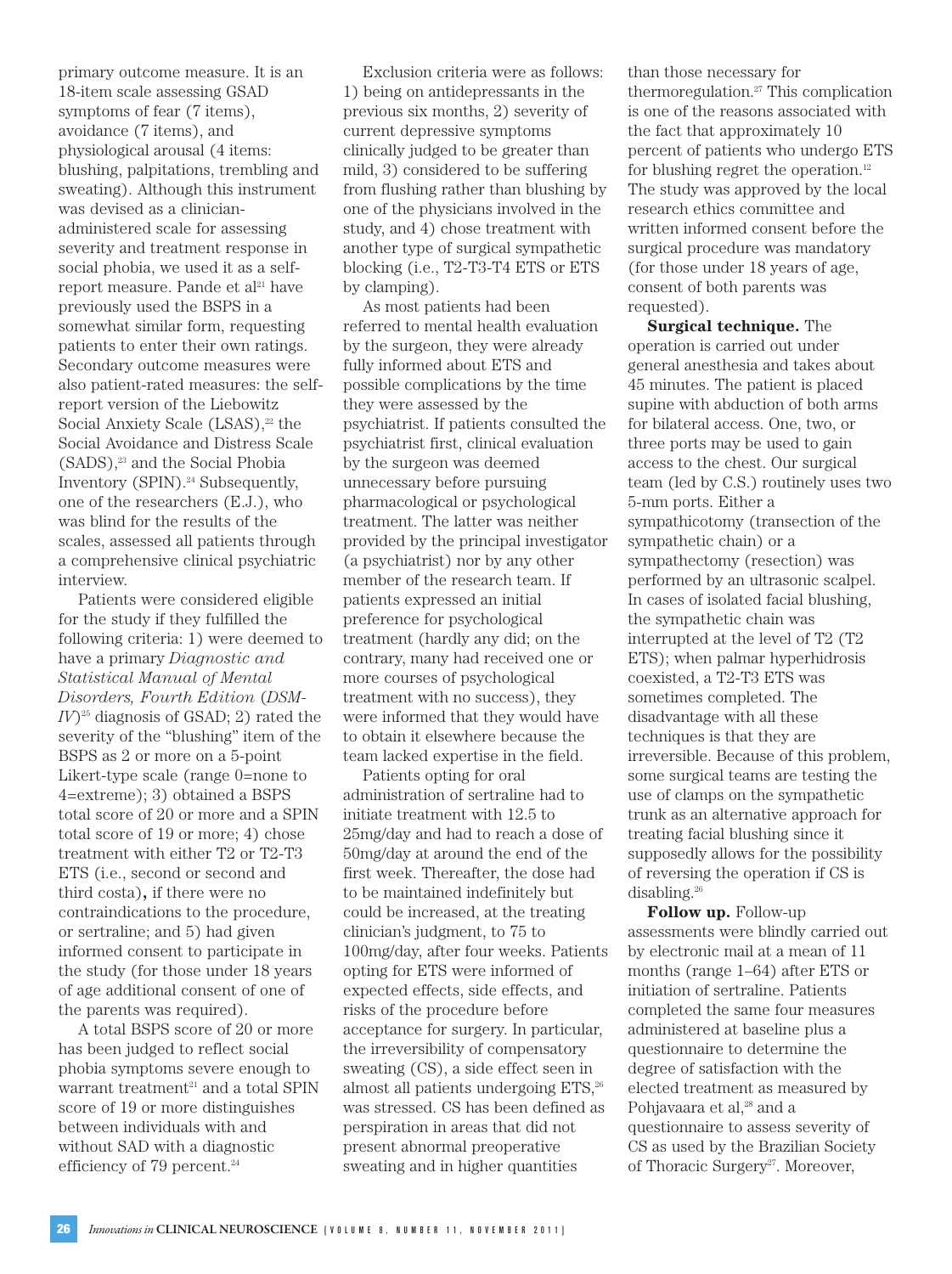primary outcome measure. It is an 18-item scale assessing GSAD symptoms of fear (7 items), avoidance (7 items), and physiological arousal (4 items: blushing, palpitations, trembling and sweating). Although this instrument was devised as a clinician-administered scale for assessing severity and treatment response in social phobia, we used it as a self-report measure. Pande et al[21] have previously used the BSPS in a somewhat similar form, requesting patients to enter their own ratings. Secondary outcome measures were also patient-rated measures: the self-report version of the Liebowitz Social Anxiety Scale (LSAS),[22] the Social Avoidance and Distress Scale (SADS),[23] and the Social Phobia Inventory (SPIN).[24] Subsequently, one of the researchers (E.J.), who was blind for the results of the scales, assessed all patients through a comprehensive clinical psychiatric interview.

Patients were considered eligible for the study if they fulfilled the following criteria: 1) were deemed to have a primary *Diagnostic and Statistical Manual of Mental Disorders, Fourth Edition* (*DSM-IV*)[25] diagnosis of GSAD; 2) rated the severity of the "blushing" item of the BSPS as 2 or more on a 5-point Likert-type scale (range 0=none to 4=extreme); 3) obtained a BSPS total score of 20 or more and a SPIN total score of 19 or more; 4) chose treatment with either T2 or T2-T3 ETS (i.e., second or second and third costa)**,** if there were no contraindications to the procedure, or sertraline; and 5) had given informed consent to participate in the study (for those under 18 years of age additional consent of one of the parents was required).

A total BSPS score of 20 or more has been judged to reflect social phobia symptoms severe enough to warrant treatment[21] and a total SPIN score of 19 or more distinguishes between individuals with and without SAD with a diagnostic efficiency of 79 percent.[24]

Exclusion criteria were as follows: 1) being on antidepressants in the previous six months, 2) severity of current depressive symptoms clinically judged to be greater than mild, 3) considered to be suffering from flushing rather than blushing by one of the physicians involved in the study, and 4) chose treatment with another type of surgical sympathetic blocking (i.e., T2-T3-T4 ETS or ETS by clamping).

As most patients had been referred to mental health evaluation by the surgeon, they were already fully informed about ETS and possible complications by the time they were assessed by the psychiatrist. If patients consulted the psychiatrist first, clinical evaluation by the surgeon was deemed unnecessary before pursuing pharmacological or psychological treatment. The latter was neither provided by the principal investigator (a psychiatrist) nor by any other member of the research team. If patients expressed an initial preference for psychological treatment (hardly any did; on the contrary, many had received one or more courses of psychological treatment with no success), they were informed that they would have to obtain it elsewhere because the team lacked expertise in the field.

Patients opting for oral administration of sertraline had to initiate treatment with 12.5 to 25mg/day and had to reach a dose of 50mg/day at around the end of the first week. Thereafter, the dose had to be maintained indefinitely but could be increased, at the treating clinician's judgment, to 75 to 100mg/day, after four weeks. Patients opting for ETS were informed of expected effects, side effects, and risks of the procedure before acceptance for surgery. In particular, the irreversibility of compensatory sweating (CS), a side effect seen in almost all patients undergoing ETS,[26] was stressed. CS has been defined as perspiration in areas that did not present abnormal preoperative sweating and in higher quantities than those necessary for thermoregulation.[27] This complication is one of the reasons associated with the fact that approximately 10 percent of patients who undergo ETS for blushing regret the operation.[12] The study was approved by the local research ethics committee and written informed consent before the surgical procedure was mandatory (for those under 18 years of age, consent of both parents was requested).

**Surgical technique.** The operation is carried out under general anesthesia and takes about 45 minutes. The patient is placed supine with abduction of both arms for bilateral access. One, two, or three ports may be used to gain access to the chest. Our surgical team (led by C.S.) routinely uses two 5-mm ports. Either a sympathicotomy (transection of the sympathetic chain) or a sympathectomy (resection) was performed by an ultrasonic scalpel. In cases of isolated facial blushing, the sympathetic chain was interrupted at the level of T2 (T2 ETS); when palmar hyperhidrosis coexisted, a T2-T3 ETS was sometimes completed. The disadvantage with all these techniques is that they are irreversible. Because of this problem, some surgical teams are testing the use of clamps on the sympathetic trunk as an alternative approach for treating facial blushing since it supposedly allows for the possibility of reversing the operation if CS is disabling.[26]

**Follow up.** Follow-up assessments were blindly carried out by electronic mail at a mean of 11 months (range 1–64) after ETS or initiation of sertraline. Patients completed the same four measures administered at baseline plus a questionnaire to determine the degree of satisfaction with the elected treatment as measured by Pohjavaara et al,[28] and a questionnaire to assess severity of CS as used by the Brazilian Society of Thoracic Surgery[27]. Moreover,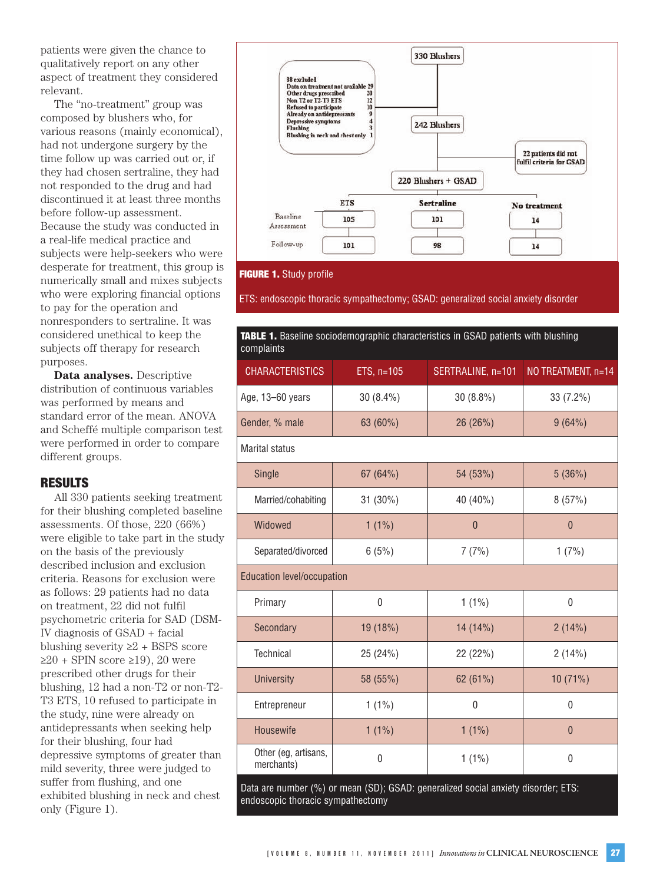patients were given the chance to qualitatively report on any other aspect of treatment they considered relevant.

The "no-treatment" group was composed by blushers who, for various reasons (mainly economical), had not undergone surgery by the time follow up was carried out or, if they had chosen sertraline, they had not responded to the drug and had discontinued it at least three months before follow-up assessment. Because the study was conducted in a real-life medical practice and subjects were help-seekers who were desperate for treatment, this group is numerically small and mixes subjects who were exploring financial options to pay for the operation and nonresponders to sertraline. It was considered unethical to keep the subjects off therapy for research purposes.

**Data analyses.** Descriptive distribution of continuous variables was performed by means and standard error of the mean. ANOVA and Scheffé multiple comparison test were performed in order to compare different groups.

## RESULTS

All 330 patients seeking treatment for their blushing completed baseline assessments. Of those, 220 (66%) were eligible to take part in the study on the basis of the previously described inclusion and exclusion criteria. Reasons for exclusion were as follows: 29 patients had no data on treatment, 22 did not fulfil psychometric criteria for SAD (DSM-IV diagnosis of GSAD + facial blushing severity ≥2 + BSPS score ≥20 + SPIN score ≥19), 20 were prescribed other drugs for their blushing, 12 had a non-T2 or non-T2-T3 ETS, 10 refused to participate in the study, nine were already on antidepressants when seeking help for their blushing, four had depressive symptoms of greater than mild severity, three were judged to suffer from flushing, and one exhibited blushing in neck and chest only (Figure 1).

330 Blushers

88 excluded
- Data on treatment not available 29
- Other drugs prescribed 20
- Non T2 or T2-T3 ETS 12
- Refused to participate 10
- Already on antidepressants 9
- Depressive symptoms 4
- Flushing 3
- Blushing in neck and chest only 1

242 Blushers

22 patients did not fulfil criteria for GSAD

220 Blushers + GSAD

| | ETS | Sertraline | No treatment |
|---|---|---|---|
| Baseline Assessment | 105 | 101 | 14 |
| Follow-up | 101 | 98 | 14 |

**FIGURE 1.** Study profile

ETS: endoscopic thoracic sympathectomy; GSAD: generalized social anxiety disorder

**TABLE 1.** Baseline sociodemographic characteristics in GSAD patients with blushing complaints

| CHARACTERISTICS | ETS, n=105 | SERTRALINE, n=101 | NO TREATMENT, n=14 |
|---|---|---|---|
| Age, 13–60 years | 30 (8.4%) | 30 (8.8%) | 33 (7.2%) |
| Gender, % male | 63 (60%) | 26 (26%) | 9 (64%) |
| Marital status | | | |
| Single | 67 (64%) | 54 (53%) | 5 (36%) |
| Married/cohabiting | 31 (30%) | 40 (40%) | 8 (57%) |
| Widowed | 1 (1%) | 0 | 0 |
| Separated/divorced | 6 (5%) | 7 (7%) | 1 (7%) |
| Education level/occupation | | | |
| Primary | 0 | 1 (1%) | 0 |
| Secondary | 19 (18%) | 14 (14%) | 2 (14%) |
| Technical | 25 (24%) | 22 (22%) | 2 (14%) |
| University | 58 (55%) | 62 (61%) | 10 (71%) |
| Entrepreneur | 1 (1%) | 0 | 0 |
| Housewife | 1 (1%) | 1 (1%) | 0 |
| Other (eg, artisans, merchants) | 0 | 1 (1%) | 0 |

Data are number (%) or mean (SD); GSAD: generalized social anxiety disorder; ETS: endoscopic thoracic sympathectomy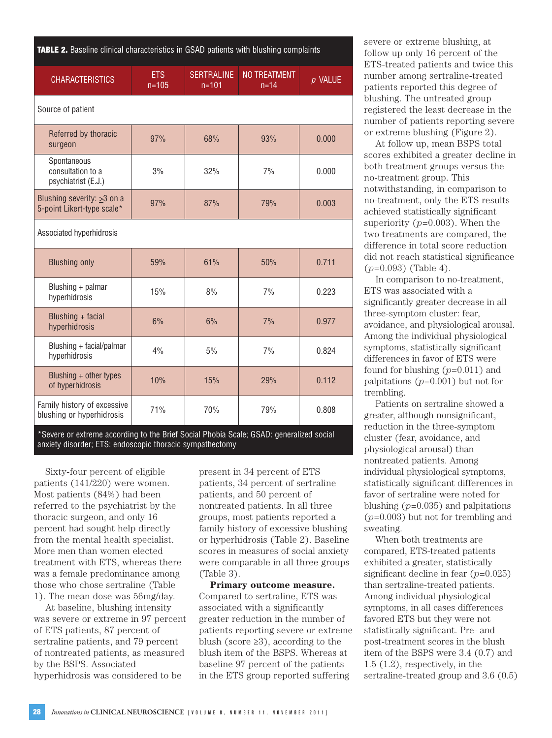**TABLE 2.** Baseline clinical characteristics in GSAD patients with blushing complaints

| CHARACTERISTICS | ETS n=105 | SERTRALINE n=101 | NO TREATMENT n=14 | $p$ VALUE |
|---|---|---|---|---|
| Source of patient | | | | |
| Referred by thoracic surgeon | 97% | 68% | 93% | 0.000 |
| Spontaneous consultation to a psychiatrist (E.J.) | 3% | 32% | 7% | 0.000 |
| Blushing severity: ≥3 on a 5-point Likert-type scale* | 97% | 87% | 79% | 0.003 |
| Associated hyperhidrosis | | | | |
| Blushing only | 59% | 61% | 50% | 0.711 |
| Blushing + palmar hyperhidrosis | 15% | 8% | 7% | 0.223 |
| Blushing + facial hyperhidrosis | 6% | 6% | 7% | 0.977 |
| Blushing + facial/palmar hyperhidrosis | 4% | 5% | 7% | 0.824 |
| Blushing + other types of hyperhidrosis | 10% | 15% | 29% | 0.112 |
| Family history of excessive blushing or hyperhidrosis | 71% | 70% | 79% | 0.808 |

*Severe or extreme according to the Brief Social Phobia Scale; GSAD: generalized social anxiety disorder; ETS: endoscopic thoracic sympathectomy

Sixty-four percent of eligible patients (141/220) were women. Most patients (84%) had been referred to the psychiatrist by the thoracic surgeon, and only 16 percent had sought help directly from the mental health specialist. More men than women elected treatment with ETS, whereas there was a female predominance among those who chose sertraline (Table 1). The mean dose was 56mg/day.

At baseline, blushing intensity was severe or extreme in 97 percent of ETS patients, 87 percent of sertraline patients, and 79 percent of nontreated patients, as measured by the BSPS. Associated hyperhidrosis was considered to be present in 34 percent of ETS patients, 34 percent of sertraline patients, and 50 percent of nontreated patients. In all three groups, most patients reported a family history of excessive blushing or hyperhidrosis (Table 2). Baseline scores in measures of social anxiety were comparable in all three groups (Table 3).

**Primary outcome measure.** Compared to sertraline, ETS was associated with a significantly greater reduction in the number of patients reporting severe or extreme blush (score ≥3), according to the blush item of the BSPS. Whereas at baseline 97 percent of the patients in the ETS group reported suffering severe or extreme blushing, at follow up only 16 percent of the ETS-treated patients and twice this number among sertraline-treated patients reported this degree of blushing. The untreated group registered the least decrease in the number of patients reporting severe or extreme blushing (Figure 2).

At follow up, mean BSPS total scores exhibited a greater decline in both treatment groups versus the no-treatment group. This notwithstanding, in comparison to no-treatment, only the ETS results achieved statistically significant superiority ($p$=0.003). When the two treatments are compared, the difference in total score reduction did not reach statistical significance ($p$=0.093) (Table 4).

In comparison to no-treatment, ETS was associated with a significantly greater decrease in all three-symptom cluster: fear, avoidance, and physiological arousal. Among the individual physiological symptoms, statistically significant differences in favor of ETS were found for blushing ($p$=0.011) and palpitations ($p$=0.001) but not for trembling.

Patients on sertraline showed a greater, although nonsignificant, reduction in the three-symptom cluster (fear, avoidance, and physiological arousal) than nontreated patients. Among individual physiological symptoms, statistically significant differences in favor of sertraline were noted for blushing ($p$=0.035) and palpitations ($p$=0.003) but not for trembling and sweating.

When both treatments are compared, ETS-treated patients exhibited a greater, statistically significant decline in fear ($p$=0.025) than sertraline-treated patients. Among individual physiological symptoms, in all cases differences favored ETS but they were not statistically significant. Pre- and post-treatment scores in the blush item of the BSPS were 3.4 (0.7) and 1.5 (1.2), respectively, in the sertraline-treated group and 3.6 (0.5)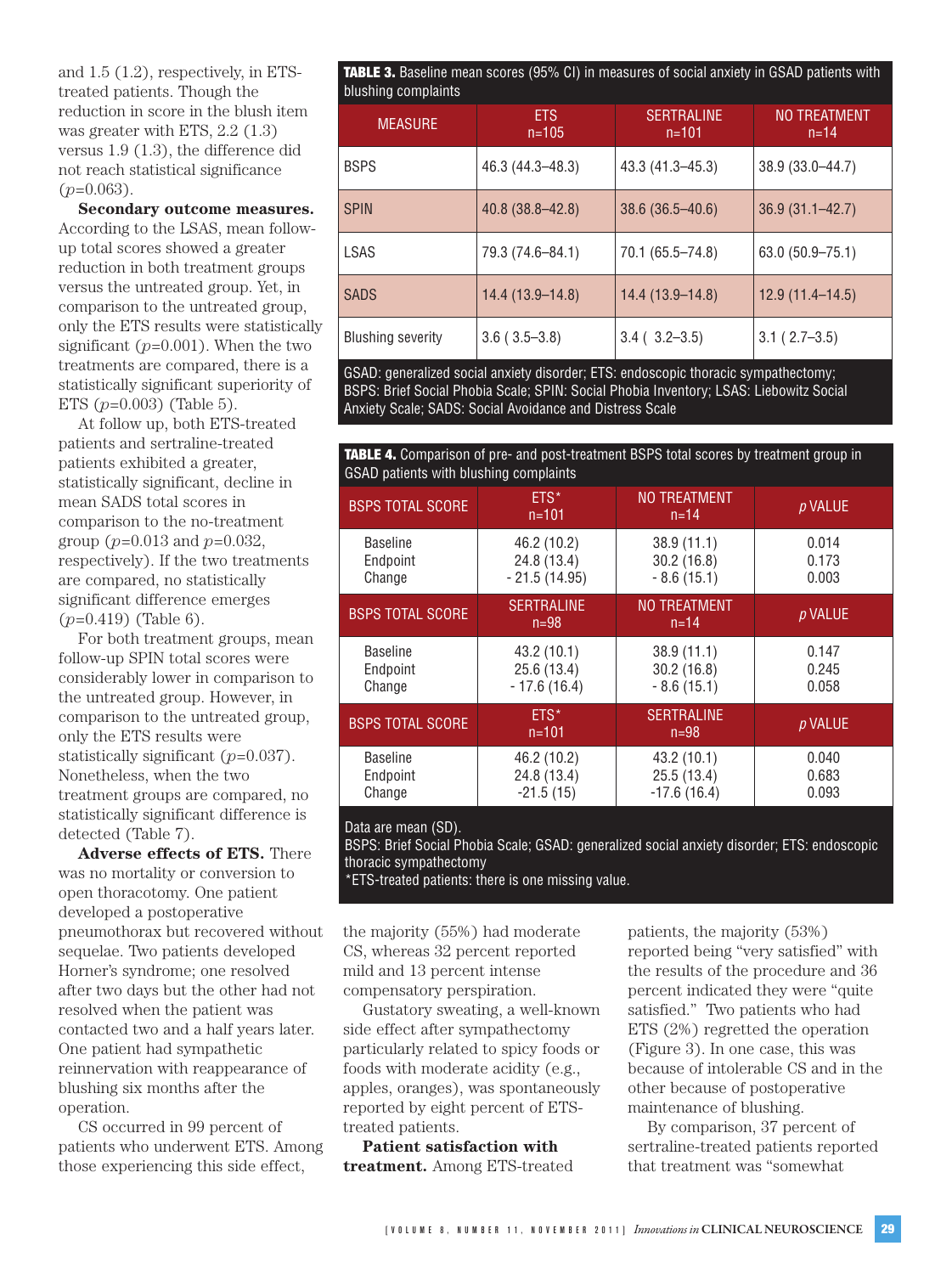and 1.5 (1.2), respectively, in ETS-treated patients. Though the reduction in score in the blush item was greater with ETS, 2.2 (1.3) versus 1.9 (1.3), the difference did not reach statistical significance ($p$=0.063).

**Secondary outcome measures.** According to the LSAS, mean follow-up total scores showed a greater reduction in both treatment groups versus the untreated group. Yet, in comparison to the untreated group, only the ETS results were statistically significant ($p$=0.001). When the two treatments are compared, there is a statistically significant superiority of ETS ($p$=0.003) (Table 5).

At follow up, both ETS-treated patients and sertraline-treated patients exhibited a greater, statistically significant, decline in mean SADS total scores in comparison to the no-treatment group ($p$=0.013 and $p$=0.032, respectively). If the two treatments are compared, no statistically significant difference emerges ($p$=0.419) (Table 6).

For both treatment groups, mean follow-up SPIN total scores were considerably lower in comparison to the untreated group. However, in comparison to the untreated group, only the ETS results were statistically significant ($p$=0.037). Nonetheless, when the two treatment groups are compared, no statistically significant difference is detected (Table 7).

**Adverse effects of ETS.** There was no mortality or conversion to open thoracotomy. One patient developed a postoperative pneumothorax but recovered without sequelae. Two patients developed Horner's syndrome; one resolved after two days but the other had not resolved when the patient was contacted two and a half years later. One patient had sympathetic reinnervation with reappearance of blushing six months after the operation.

CS occurred in 99 percent of patients who underwent ETS. Among those experiencing this side effect, the majority (55%) had moderate CS, whereas 32 percent reported mild and 13 percent intense compensatory perspiration.

Gustatory sweating, a well-known side effect after sympathectomy particularly related to spicy foods or foods with moderate acidity (e.g., apples, oranges), was spontaneously reported by eight percent of ETS-treated patients.

**Patient satisfaction with treatment.** Among ETS-treated patients, the majority (53%) reported being "very satisfied" with the results of the procedure and 36 percent indicated they were "quite satisfied." Two patients who had ETS (2%) regretted the operation (Figure 3). In one case, this was because of intolerable CS and in the other because of postoperative maintenance of blushing.

By comparison, 37 percent of sertraline-treated patients reported that treatment was "somewhat

**TABLE 3.** Baseline mean scores (95% CI) in measures of social anxiety in GSAD patients with blushing complaints

| MEASURE | ETS n=105 | SERTRALINE n=101 | NO TREATMENT n=14 |
|---|---|---|---|
| BSPS | 46.3 (44.3–48.3) | 43.3 (41.3–45.3) | 38.9 (33.0–44.7) |
| SPIN | 40.8 (38.8–42.8) | 38.6 (36.5–40.6) | 36.9 (31.1–42.7) |
| LSAS | 79.3 (74.6–84.1) | 70.1 (65.5–74.8) | 63.0 (50.9–75.1) |
| SADS | 14.4 (13.9–14.8) | 14.4 (13.9–14.8) | 12.9 (11.4–14.5) |
| Blushing severity | 3.6 ( 3.5–3.8) | 3.4 ( 3.2–3.5) | 3.1 ( 2.7–3.5) |

GSAD: generalized social anxiety disorder; ETS: endoscopic thoracic sympathectomy; BSPS: Brief Social Phobia Scale; SPIN: Social Phobia Inventory; LSAS: Liebowitz Social Anxiety Scale; SADS: Social Avoidance and Distress Scale

**TABLE 4.** Comparison of pre- and post-treatment BSPS total scores by treatment group in GSAD patients with blushing complaints

| BSPS TOTAL SCORE | ETS* n=101 | NO TREATMENT n=14 | $p$ VALUE |
|---|---|---|---|
| Baseline | 46.2 (10.2) | 38.9 (11.1) | 0.014 |
| Endpoint | 24.8 (13.4) | 30.2 (16.8) | 0.173 |
| Change | - 21.5 (14.95) | - 8.6 (15.1) | 0.003 |
| **BSPS TOTAL SCORE** | **SERTRALINE n=98** | **NO TREATMENT n=14** | **$p$ VALUE** |
| Baseline | 43.2 (10.1) | 38.9 (11.1) | 0.147 |
| Endpoint | 25.6 (13.4) | 30.2 (16.8) | 0.245 |
| Change | - 17.6 (16.4) | - 8.6 (15.1) | 0.058 |
| **BSPS TOTAL SCORE** | **ETS* n=101** | **SERTRALINE n=98** | **$p$ VALUE** |
| Baseline | 46.2 (10.2) | 43.2 (10.1) | 0.040 |
| Endpoint | 24.8 (13.4) | 25.5 (13.4) | 0.683 |
| Change | -21.5 (15) | -17.6 (16.4) | 0.093 |

Data are mean (SD).
BSPS: Brief Social Phobia Scale; GSAD: generalized social anxiety disorder; ETS: endoscopic thoracic sympathectomy
*ETS-treated patients: there is one missing value.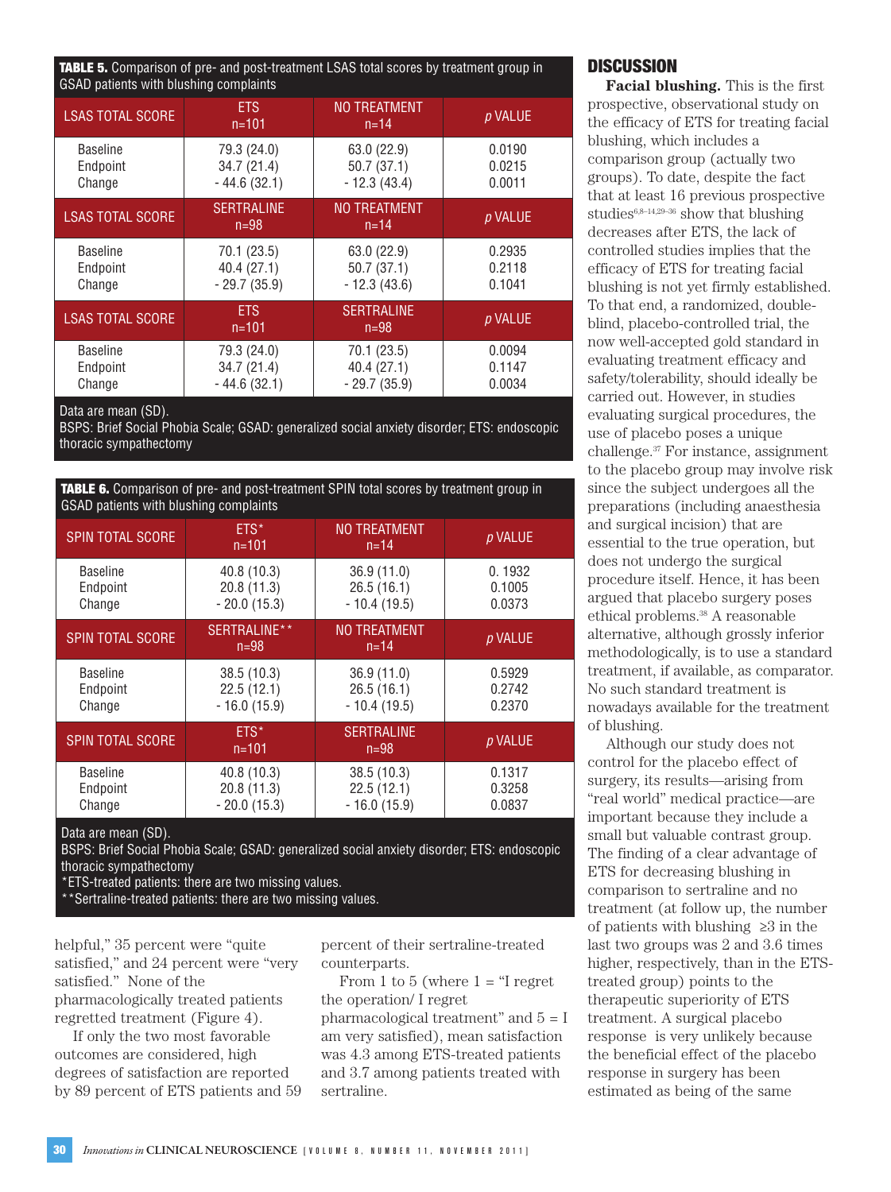**TABLE 5.** Comparison of pre- and post-treatment LSAS total scores by treatment group in GSAD patients with blushing complaints

| LSAS TOTAL SCORE | ETS n=101 | NO TREATMENT n=14 | *p* VALUE |
|---|---|---|---|
| Baseline | 79.3 (24.0) | 63.0 (22.9) | 0.0190 |
| Endpoint | 34.7 (21.4) | 50.7 (37.1) | 0.0215 |
| Change | - 44.6 (32.1) | - 12.3 (43.4) | 0.0011 |
| **LSAS TOTAL SCORE** | **SERTRALINE n=98** | **NO TREATMENT n=14** | ***p* VALUE** |
| Baseline | 70.1 (23.5) | 63.0 (22.9) | 0.2935 |
| Endpoint | 40.4 (27.1) | 50.7 (37.1) | 0.2118 |
| Change | - 29.7 (35.9) | - 12.3 (43.6) | 0.1041 |
| **LSAS TOTAL SCORE** | **ETS n=101** | **SERTRALINE n=98** | ***p* VALUE** |
| Baseline | 79.3 (24.0) | 70.1 (23.5) | 0.0094 |
| Endpoint | 34.7 (21.4) | 40.4 (27.1) | 0.1147 |
| Change | - 44.6 (32.1) | - 29.7 (35.9) | 0.0034 |

Data are mean (SD).
BSPS: Brief Social Phobia Scale; GSAD: generalized social anxiety disorder; ETS: endoscopic thoracic sympathectomy

**TABLE 6.** Comparison of pre- and post-treatment SPIN total scores by treatment group in GSAD patients with blushing complaints

| SPIN TOTAL SCORE | ETS* n=101 | NO TREATMENT n=14 | *p* VALUE |
|---|---|---|---|
| Baseline | 40.8 (10.3) | 36.9 (11.0) | 0. 1932 |
| Endpoint | 20.8 (11.3) | 26.5 (16.1) | 0.1005 |
| Change | - 20.0 (15.3) | - 10.4 (19.5) | 0.0373 |
| **SPIN TOTAL SCORE** | **SERTRALINE** n=98** | **NO TREATMENT n=14** | ***p* VALUE** |
| Baseline | 38.5 (10.3) | 36.9 (11.0) | 0.5929 |
| Endpoint | 22.5 (12.1) | 26.5 (16.1) | 0.2742 |
| Change | - 16.0 (15.9) | - 10.4 (19.5) | 0.2370 |
| **SPIN TOTAL SCORE** | **ETS* n=101** | **SERTRALINE n=98** | ***p* VALUE** |
| Baseline | 40.8 (10.3) | 38.5 (10.3) | 0.1317 |
| Endpoint | 20.8 (11.3) | 22.5 (12.1) | 0.3258 |
| Change | - 20.0 (15.3) | - 16.0 (15.9) | 0.0837 |

Data are mean (SD).
BSPS: Brief Social Phobia Scale; GSAD: generalized social anxiety disorder; ETS: endoscopic thoracic sympathectomy
*ETS-treated patients: there are two missing values.
**Sertraline-treated patients: there are two missing values.

helpful," 35 percent were "quite satisfied," and 24 percent were "very satisfied." None of the pharmacologically treated patients regretted treatment (Figure 4).

If only the two most favorable outcomes are considered, high degrees of satisfaction are reported by 89 percent of ETS patients and 59 percent of their sertraline-treated counterparts.

From 1 to 5 (where 1 = "I regret the operation/ I regret pharmacological treatment" and 5 = I am very satisfied), mean satisfaction was 4.3 among ETS-treated patients and 3.7 among patients treated with sertraline.

## DISCUSSION

**Facial blushing.** This is the first prospective, observational study on the efficacy of ETS for treating facial blushing, which includes a comparison group (actually two groups). To date, despite the fact that at least 16 previous prospective studies[6,8–14,29–36] show that blushing decreases after ETS, the lack of controlled studies implies that the efficacy of ETS for treating facial blushing is not yet firmly established. To that end, a randomized, double-blind, placebo-controlled trial, the now well-accepted gold standard in evaluating treatment efficacy and safety/tolerability, should ideally be carried out. However, in studies evaluating surgical procedures, the use of placebo poses a unique challenge.[37] For instance, assignment to the placebo group may involve risk since the subject undergoes all the preparations (including anaesthesia and surgical incision) that are essential to the true operation, but does not undergo the surgical procedure itself. Hence, it has been argued that placebo surgery poses ethical problems.[38] A reasonable alternative, although grossly inferior methodologically, is to use a standard treatment, if available, as comparator. No such standard treatment is nowadays available for the treatment of blushing.

Although our study does not control for the placebo effect of surgery, its results—arising from "real world" medical practice—are important because they include a small but valuable contrast group. The finding of a clear advantage of ETS for decreasing blushing in comparison to sertraline and no treatment (at follow up, the number of patients with blushing ≥3 in the last two groups was 2 and 3.6 times higher, respectively, than in the ETS-treated group) points to the therapeutic superiority of ETS treatment. A surgical placebo response is very unlikely because the beneficial effect of the placebo response in surgery has been estimated as being of the same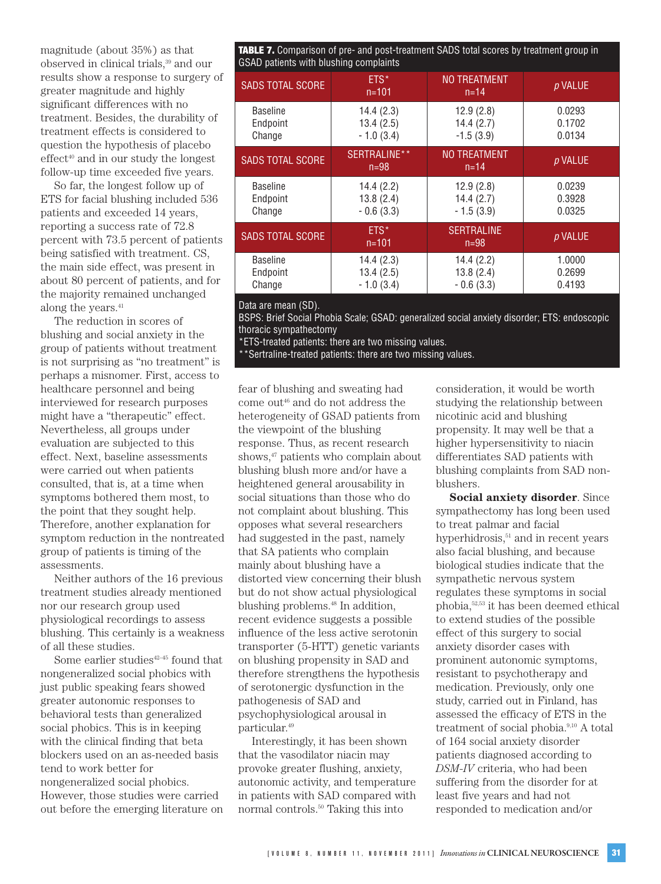magnitude (about 35%) as that observed in clinical trials,[39] and our results show a response to surgery of greater magnitude and highly significant differences with no treatment. Besides, the durability of treatment effects is considered to question the hypothesis of placebo effect[40] and in our study the longest follow-up time exceeded five years.

So far, the longest follow up of ETS for facial blushing included 536 patients and exceeded 14 years, reporting a success rate of 72.8 percent with 73.5 percent of patients being satisfied with treatment. CS, the main side effect, was present in about 80 percent of patients, and for the majority remained unchanged along the years.[41]

The reduction in scores of blushing and social anxiety in the group of patients without treatment is not surprising as "no treatment" is perhaps a misnomer. First, access to healthcare personnel and being interviewed for research purposes might have a "therapeutic" effect. Nevertheless, all groups under evaluation are subjected to this effect. Next, baseline assessments were carried out when patients consulted, that is, at a time when symptoms bothered them most, to the point that they sought help. Therefore, another explanation for symptom reduction in the nontreated group of patients is timing of the assessments.

Neither authors of the 16 previous treatment studies already mentioned nor our research group used physiological recordings to assess blushing. This certainly is a weakness of all these studies.

Some earlier studies[42–45] found that nongeneralized social phobics with just public speaking fears showed greater autonomic responses to behavioral tests than generalized social phobics. This is in keeping with the clinical finding that beta blockers used on an as-needed basis tend to work better for nongeneralized social phobics. However, those studies were carried out before the emerging literature on fear of blushing and sweating had come out[46] and do not address the heterogeneity of GSAD patients from the viewpoint of the blushing response. Thus, as recent research shows,[47] patients who complain about blushing blush more and/or have a heightened general arousability in social situations than those who do not complaint about blushing. This opposes what several researchers had suggested in the past, namely that SA patients who complain mainly about blushing have a distorted view concerning their blush but do not show actual physiological blushing problems.[48] In addition, recent evidence suggests a possible influence of the less active serotonin transporter (5-HTT) genetic variants on blushing propensity in SAD and therefore strengthens the hypothesis of serotonergic dysfunction in the pathogenesis of SAD and psychophysiological arousal in particular.[49]

Interestingly, it has been shown that the vasodilator niacin may provoke greater flushing, anxiety, autonomic activity, and temperature in patients with SAD compared with normal controls.[50] Taking this into consideration, it would be worth studying the relationship between nicotinic acid and blushing propensity. It may well be that a higher hypersensitivity to niacin differentiates SAD patients with blushing complaints from SAD non-blushers.

**Social anxiety disorder**. Since sympathectomy has long been used to treat palmar and facial hyperhidrosis,[51] and in recent years also facial blushing, and because biological studies indicate that the sympathetic nervous system regulates these symptoms in social phobia,[52,53] it has been deemed ethical to extend studies of the possible effect of this surgery to social anxiety disorder cases with prominent autonomic symptoms, resistant to psychotherapy and medication. Previously, only one study, carried out in Finland, has assessed the efficacy of ETS in the treatment of social phobia.[9,10] A total of 164 social anxiety disorder patients diagnosed according to *DSM-IV* criteria, who had been suffering from the disorder for at least five years and had not responded to medication and/or

**TABLE 7.** Comparison of pre- and post-treatment SADS total scores by treatment group in GSAD patients with blushing complaints

| SADS TOTAL SCORE | ETS* n=101 | NO TREATMENT n=14 | *p* VALUE |
|---|---|---|---|
| Baseline | 14.4 (2.3) | 12.9 (2.8) | 0.0293 |
| Endpoint | 13.4 (2.5) | 14.4 (2.7) | 0.1702 |
| Change | - 1.0 (3.4) | -1.5 (3.9) | 0.0134 |
| **SADS TOTAL SCORE** | **SERTRALINE** n=98** | **NO TREATMENT n=14** | ***p* VALUE** |
| Baseline | 14.4 (2.2) | 12.9 (2.8) | 0.0239 |
| Endpoint | 13.8 (2.4) | 14.4 (2.7) | 0.3928 |
| Change | - 0.6 (3.3) | - 1.5 (3.9) | 0.0325 |
| **SADS TOTAL SCORE** | **ETS* n=101** | **SERTRALINE n=98** | ***p* VALUE** |
| Baseline | 14.4 (2.3) | 14.4 (2.2) | 1.0000 |
| Endpoint | 13.4 (2.5) | 13.8 (2.4) | 0.2699 |
| Change | - 1.0 (3.4) | - 0.6 (3.3) | 0.4193 |

Data are mean (SD).
BSPS: Brief Social Phobia Scale; GSAD: generalized social anxiety disorder; ETS: endoscopic thoracic sympathectomy
*ETS-treated patients: there are two missing values.
**Sertraline-treated patients: there are two missing values.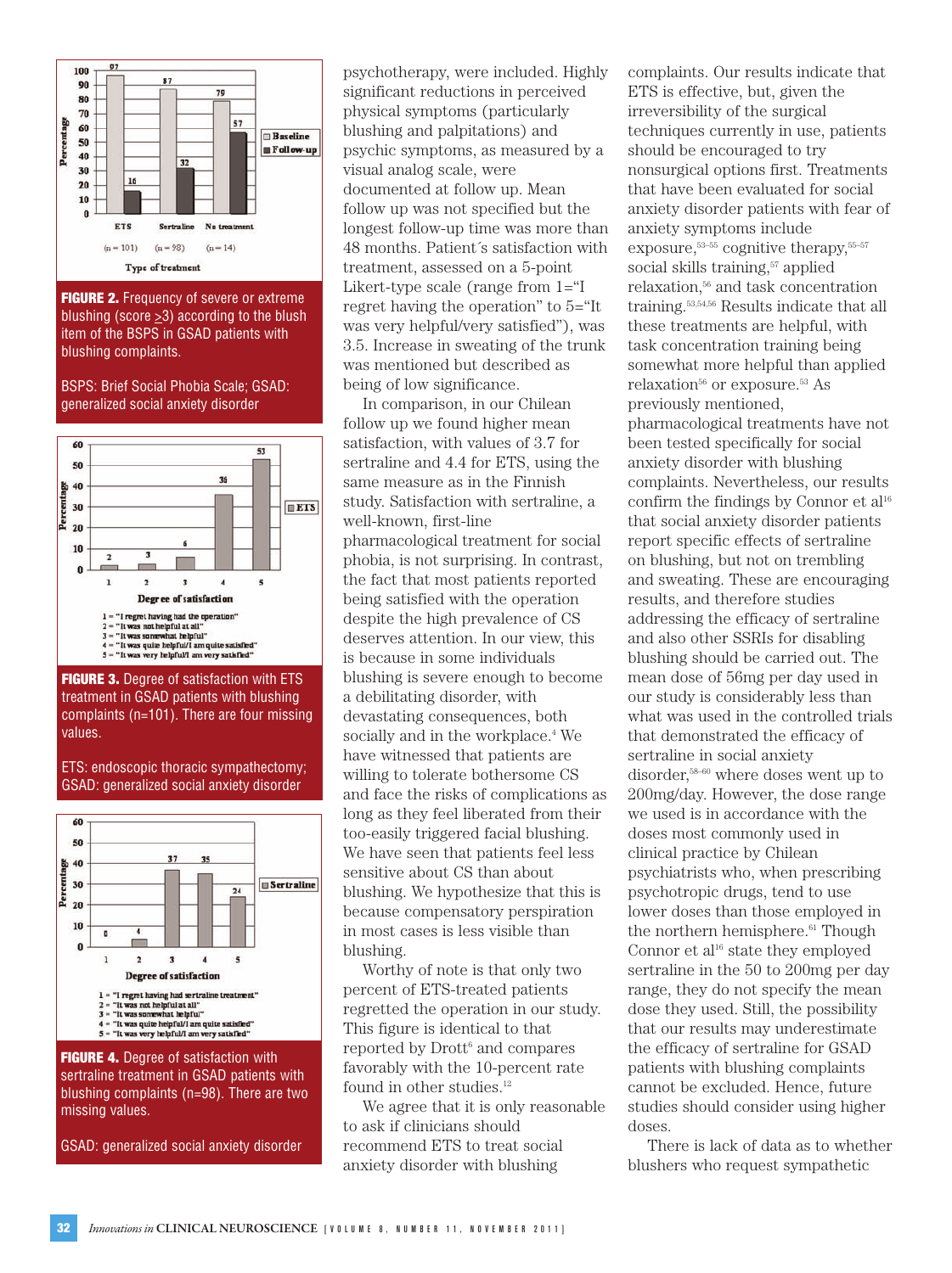**FIGURE 2.** Frequency of severe or extreme blushing (score ≥3) according to the blush item of the BSPS in GSAD patients with blushing complaints.

BSPS: Brief Social Phobia Scale; GSAD: generalized social anxiety disorder

**FIGURE 3.** Degree of satisfaction with ETS treatment in GSAD patients with blushing complaints (n=101). There are four missing values.

ETS: endoscopic thoracic sympathectomy; GSAD: generalized social anxiety disorder

**FIGURE 4.** Degree of satisfaction with sertraline treatment in GSAD patients with blushing complaints (n=98). There are two missing values.

GSAD: generalized social anxiety disorder

psychotherapy, were included. Highly significant reductions in perceived physical symptoms (particularly blushing and palpitations) and psychic symptoms, as measured by a visual analog scale, were documented at follow up. Mean follow up was not specified but the longest follow-up time was more than 48 months. Patient´s satisfaction with treatment, assessed on a 5-point Likert-type scale (range from 1="I regret having the operation" to 5="It was very helpful/very satisfied"), was 3.5. Increase in sweating of the trunk was mentioned but described as being of low significance.

In comparison, in our Chilean follow up we found higher mean satisfaction, with values of 3.7 for sertraline and 4.4 for ETS, using the same measure as in the Finnish study. Satisfaction with sertraline, a well-known, first-line pharmacological treatment for social phobia, is not surprising. In contrast, the fact that most patients reported being satisfied with the operation despite the high prevalence of CS deserves attention. In our view, this is because in some individuals blushing is severe enough to become a debilitating disorder, with devastating consequences, both socially and in the workplace.[4] We have witnessed that patients are willing to tolerate bothersome CS and face the risks of complications as long as they feel liberated from their too-easily triggered facial blushing. We have seen that patients feel less sensitive about CS than about blushing. We hypothesize that this is because compensatory perspiration in most cases is less visible than blushing.

Worthy of note is that only two percent of ETS-treated patients regretted the operation in our study. This figure is identical to that reported by Drott[6] and compares favorably with the 10-percent rate found in other studies.[12]

We agree that it is only reasonable to ask if clinicians should recommend ETS to treat social anxiety disorder with blushing complaints. Our results indicate that ETS is effective, but, given the irreversibility of the surgical techniques currently in use, patients should be encouraged to try nonsurgical options first. Treatments that have been evaluated for social anxiety disorder patients with fear of anxiety symptoms include exposure,[53–55] cognitive therapy,[55–57] social skills training,[57] applied relaxation,[56] and task concentration training.[53,54,56] Results indicate that all these treatments are helpful, with task concentration training being somewhat more helpful than applied relaxation[56] or exposure.[53] As previously mentioned, pharmacological treatments have not been tested specifically for social anxiety disorder with blushing complaints. Nevertheless, our results confirm the findings by Connor et al[16] that social anxiety disorder patients report specific effects of sertraline on blushing, but not on trembling and sweating. These are encouraging results, and therefore studies addressing the efficacy of sertraline and also other SSRIs for disabling blushing should be carried out. The mean dose of 56mg per day used in our study is considerably less than what was used in the controlled trials that demonstrated the efficacy of sertraline in social anxiety disorder,[58–60] where doses went up to 200mg/day. However, the dose range we used is in accordance with the doses most commonly used in clinical practice by Chilean psychiatrists who, when prescribing psychotropic drugs, tend to use lower doses than those employed in the northern hemisphere.[61] Though Connor et al[16] state they employed sertraline in the 50 to 200mg per day range, they do not specify the mean dose they used. Still, the possibility that our results may underestimate the efficacy of sertraline for GSAD patients with blushing complaints cannot be excluded. Hence, future studies should consider using higher doses.

There is lack of data as to whether blushers who request sympathetic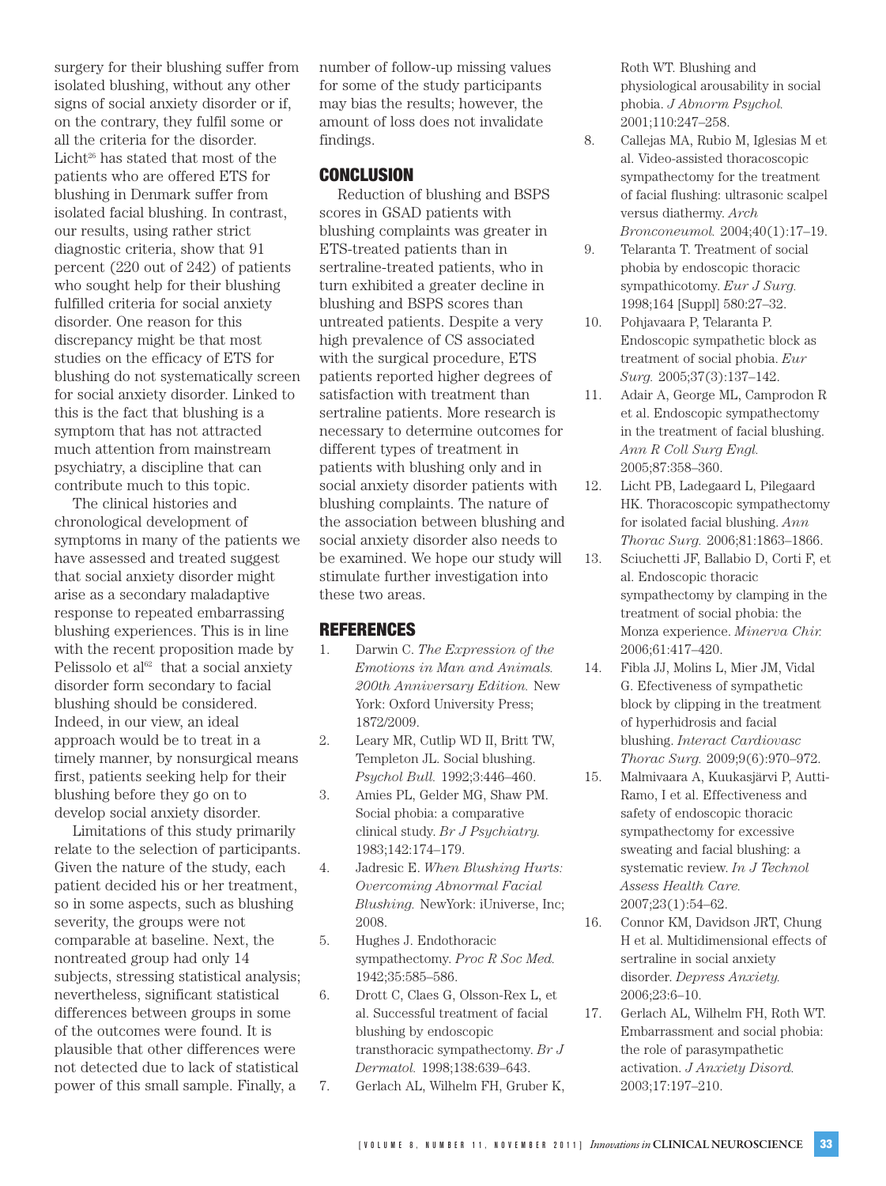surgery for their blushing suffer from isolated blushing, without any other signs of social anxiety disorder or if, on the contrary, they fulfil some or all the criteria for the disorder. Licht[26] has stated that most of the patients who are offered ETS for blushing in Denmark suffer from isolated facial blushing. In contrast, our results, using rather strict diagnostic criteria, show that 91 percent (220 out of 242) of patients who sought help for their blushing fulfilled criteria for social anxiety disorder. One reason for this discrepancy might be that most studies on the efficacy of ETS for blushing do not systematically screen for social anxiety disorder. Linked to this is the fact that blushing is a symptom that has not attracted much attention from mainstream psychiatry, a discipline that can contribute much to this topic.

The clinical histories and chronological development of symptoms in many of the patients we have assessed and treated suggest that social anxiety disorder might arise as a secondary maladaptive response to repeated embarrassing blushing experiences. This is in line with the recent proposition made by Pelissolo et al[62] that a social anxiety disorder form secondary to facial blushing should be considered. Indeed, in our view, an ideal approach would be to treat in a timely manner, by nonsurgical means first, patients seeking help for their blushing before they go on to develop social anxiety disorder.

Limitations of this study primarily relate to the selection of participants. Given the nature of the study, each patient decided his or her treatment, so in some aspects, such as blushing severity, the groups were not comparable at baseline. Next, the nontreated group had only 14 subjects, stressing statistical analysis; nevertheless, significant statistical differences between groups in some of the outcomes were found. It is plausible that other differences were not detected due to lack of statistical power of this small sample. Finally, a number of follow-up missing values for some of the study participants may bias the results; however, the amount of loss does not invalidate findings.

## CONCLUSION

Reduction of blushing and BSPS scores in GSAD patients with blushing complaints was greater in ETS-treated patients than in sertraline-treated patients, who in turn exhibited a greater decline in blushing and BSPS scores than untreated patients. Despite a very high prevalence of CS associated with the surgical procedure, ETS patients reported higher degrees of satisfaction with treatment than sertraline patients. More research is necessary to determine outcomes for different types of treatment in patients with blushing only and in social anxiety disorder patients with blushing complaints. The nature of the association between blushing and social anxiety disorder also needs to be examined. We hope our study will stimulate further investigation into these two areas.

## REFERENCES

1. Darwin C. *The Expression of the Emotions in Man and Animals. 200th Anniversary Edition.* New York: Oxford University Press; 1872/2009.
2. Leary MR, Cutlip WD II, Britt TW, Templeton JL. Social blushing. *Psychol Bull.* 1992;3:446–460.
3. Amies PL, Gelder MG, Shaw PM. Social phobia: a comparative clinical study. *Br J Psychiatry.* 1983;142:174–179.
4. Jadresic E. *When Blushing Hurts: Overcoming Abnormal Facial Blushing.* NewYork: iUniverse, Inc; 2008.
5. Hughes J. Endothoracic sympathectomy. *Proc R Soc Med.* 1942;35:585–586.
6. Drott C, Claes G, Olsson-Rex L, et al. Successful treatment of facial blushing by endoscopic transthoracic sympathectomy. *Br J Dermatol.* 1998;138:639–643.
7. Gerlach AL, Wilhelm FH, Gruber K, Roth WT. Blushing and physiological arousability in social phobia. *J Abnorm Psychol.* 2001;110:247–258.
8. Callejas MA, Rubio M, Iglesias M et al. Video-assisted thoracoscopic sympathectomy for the treatment of facial flushing: ultrasonic scalpel versus diathermy. *Arch Bronconeumol.* 2004;40(1):17–19.
9. Telaranta T. Treatment of social phobia by endoscopic thoracic sympathicotomy. *Eur J Surg.* 1998;164 [Suppl] 580:27–32.
10. Pohjavaara P, Telaranta P. Endoscopic sympathetic block as treatment of social phobia. *Eur Surg.* 2005;37(3):137–142.
11. Adair A, George ML, Camprodon R et al. Endoscopic sympathectomy in the treatment of facial blushing. *Ann R Coll Surg Engl.* 2005;87:358–360.
12. Licht PB, Ladegaard L, Pilegaard HK. Thoracoscopic sympathectomy for isolated facial blushing. *Ann Thorac Surg.* 2006;81:1863–1866.
13. Sciuchetti JF, Ballabio D, Corti F, et al. Endoscopic thoracic sympathectomy by clamping in the treatment of social phobia: the Monza experience. *Minerva Chir.* 2006;61:417–420.
14. Fibla JJ, Molins L, Mier JM, Vidal G. Effectiveness of sympathetic block by clipping in the treatment of hyperhidrosis and facial blushing. *Interact Cardiovasc Thorac Surg.* 2009;9(6):970–972.
15. Malmivaara A, Kuukasjärvi P, Autti-Ramo, I et al. Effectiveness and safety of endoscopic thoracic sympathectomy for excessive sweating and facial blushing: a systematic review. *In J Technol Assess Health Care.* 2007;23(1):54–62.
16. Connor KM, Davidson JRT, Chung H et al. Multidimensional effects of sertraline in social anxiety disorder. *Depress Anxiety.* 2006;23:6–10.
17. Gerlach AL, Wilhelm FH, Roth WT. Embarrassment and social phobia: the role of parasympathetic activation. *J Anxiety Disord.* 2003;17:197–210.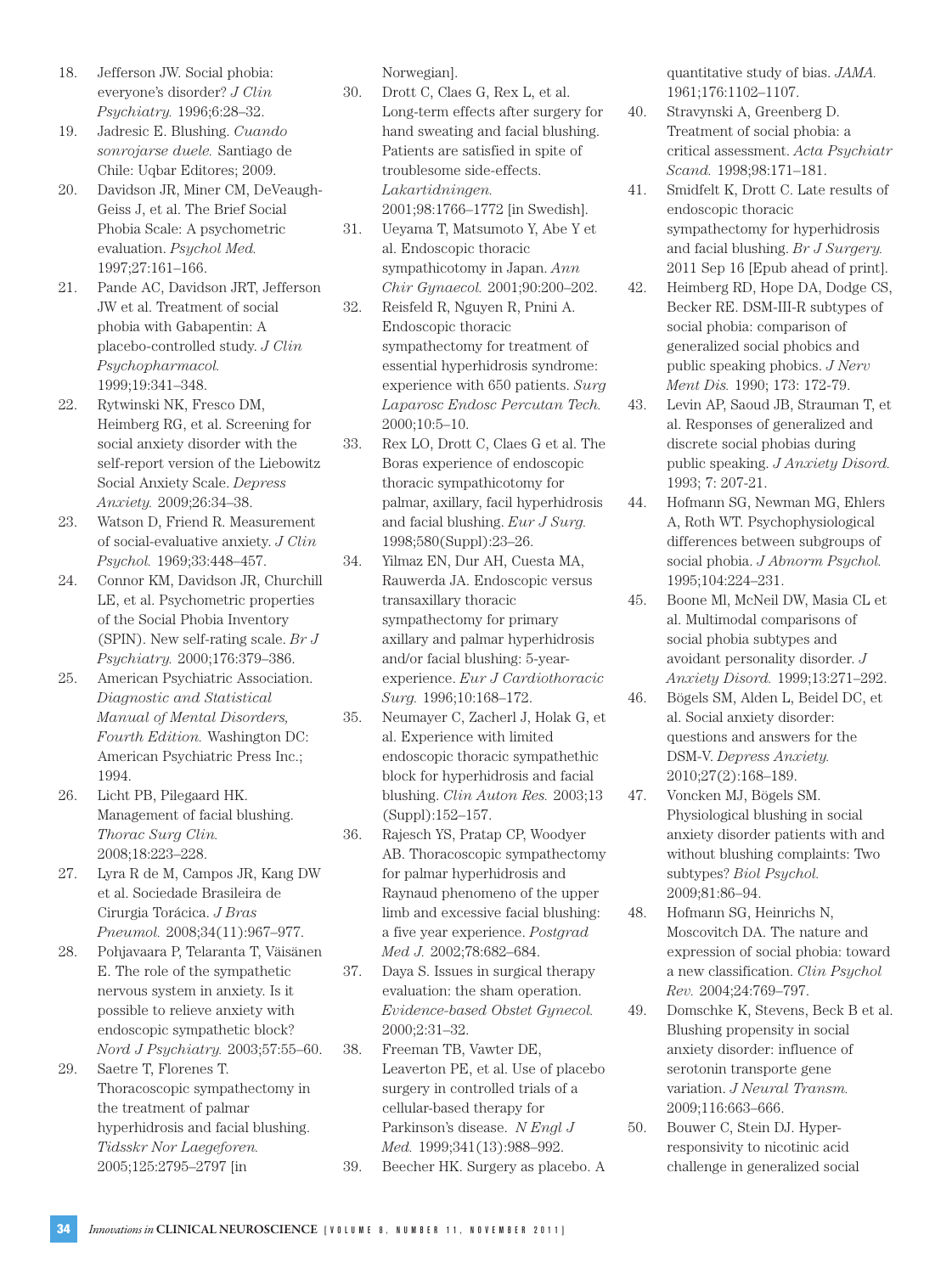18. Jefferson JW. Social phobia: everyone's disorder? *J Clin Psychiatry.* 1996;6:28–32.
19. Jadresic E. Blushing. *Cuando sonrojarse duele.* Santiago de Chile: Uqbar Editores; 2009.
20. Davidson JR, Miner CM, DeVeaugh-Geiss J, et al. The Brief Social Phobia Scale: A psychometric evaluation. *Psychol Med.* 1997;27:161–166.
21. Pande AC, Davidson JRT, Jefferson JW et al. Treatment of social phobia with Gabapentin: A placebo-controlled study. *J Clin Psychopharmacol.* 1999;19:341–348.
22. Rytwinski NK, Fresco DM, Heimberg RG, et al. Screening for social anxiety disorder with the self-report version of the Liebowitz Social Anxiety Scale. *Depress Anxiety.* 2009;26:34–38.
23. Watson D, Friend R. Measurement of social-evaluative anxiety. *J Clin Psychol.* 1969;33:448–457.
24. Connor KM, Davidson JR, Churchill LE, et al. Psychometric properties of the Social Phobia Inventory (SPIN). New self-rating scale. *Br J Psychiatry.* 2000;176:379–386.
25. American Psychiatric Association. *Diagnostic and Statistical Manual of Mental Disorders, Fourth Edition.* Washington DC: American Psychiatric Press Inc.; 1994.
26. Licht PB, Pilegaard HK. Management of facial blushing. *Thorac Surg Clin.* 2008;18:223–228.
27. Lyra R de M, Campos JR, Kang DW et al. Sociedade Brasileira de Cirurgia Torácica. *J Bras Pneumol.* 2008;34(11):967–977.
28. Pohjavaara P, Telaranta T, Väisänen E. The role of the sympathetic nervous system in anxiety. Is it possible to relieve anxiety with endoscopic sympathetic block? *Nord J Psychiatry.* 2003;57:55–60.
29. Saetre T, Florenes T. Thoracoscopic sympathectomy in the treatment of palmar hyperhidrosis and facial blushing. *Tidsskr Nor Laegeforen.* 2005;125:2795–2797 [in Norwegian].
30. Drott C, Claes G, Rex L, et al. Long-term effects after surgery for hand sweating and facial blushing. Patients are satisfied in spite of troublesome side-effects. *Lakartidningen.* 2001;98:1766–1772 [in Swedish].
31. Ueyama T, Matsumoto Y, Abe Y et al. Endoscopic thoracic sympathicotomy in Japan. *Ann Chir Gynaecol.* 2001;90:200–202.
32. Reisfeld R, Nguyen R, Pnini A. Endoscopic thoracic sympathectomy for treatment of essential hyperhidrosis syndrome: experience with 650 patients. *Surg Laparosc Endosc Percutan Tech.* 2000;10:5–10.
33. Rex LO, Drott C, Claes G et al. The Boras experience of endoscopic thoracic sympathicotomy for palmar, axillary, facil hyperhidrosis and facial blushing. *Eur J Surg.* 1998;580(Suppl):23–26.
34. Yilmaz EN, Dur AH, Cuesta MA, Rauwerda JA. Endoscopic versus transaxillary thoracic sympathectomy for primary axillary and palmar hyperhidrosis and/or facial blushing: 5-year-experience. *Eur J Cardiothoracic Surg.* 1996;10:168–172.
35. Neumayer C, Zacherl J, Holak G, et al. Experience with limited endoscopic thoracic sympathethic block for hyperhidrosis and facial blushing. *Clin Auton Res.* 2003;13 (Suppl):152–157.
36. Rajesch YS, Pratap CP, Woodyer AB. Thoracoscopic sympathectomy for palmar hyperhidrosis and Raynaud phenomeno of the upper limb and excessive facial blushing: a five year experience. *Postgrad Med J.* 2002;78:682–684.
37. Daya S. Issues in surgical therapy evaluation: the sham operation. *Evidence-based Obstet Gynecol.* 2000;2:31–32.
38. Freeman TB, Vawter DE, Leaverton PE, et al. Use of placebo surgery in controlled trials of a cellular-based therapy for Parkinson's disease. *N Engl J Med.* 1999;341(13):988–992.
39. Beecher HK. Surgery as placebo. A quantitative study of bias. *JAMA.* 1961;176:1102–1107.
40. Stravynski A, Greenberg D. Treatment of social phobia: a critical assessment. *Acta Psychiatr Scand.* 1998;98:171–181.
41. Smidfelt K, Drott C. Late results of endoscopic thoracic sympathectomy for hyperhidrosis and facial blushing. *Br J Surgery.* 2011 Sep 16 [Epub ahead of print].
42. Heimberg RD, Hope DA, Dodge CS, Becker RE. DSM-III-R subtypes of social phobia: comparison of generalized social phobics and public speaking phobics. *J Nerv Ment Dis.* 1990; 173: 172-79.
43. Levin AP, Saoud JB, Strauman T, et al. Responses of generalized and discrete social phobias during public speaking. *J Anxiety Disord.* 1993; 7: 207-21.
44. Hofmann SG, Newman MG, Ehlers A, Roth WT. Psychophysiological differences between subgroups of social phobia. *J Abnorm Psychol.* 1995;104:224–231.
45. Boone Ml, McNeil DW, Masia CL et al. Multimodal comparisons of social phobia subtypes and avoidant personality disorder. *J Anxiety Disord.* 1999;13:271–292.
46. Bögels SM, Alden L, Beidel DC, et al. Social anxiety disorder: questions and answers for the DSM-V. *Depress Anxiety.* 2010;27(2):168–189.
47. Voncken MJ, Bögels SM. Physiological blushing in social anxiety disorder patients with and without blushing complaints: Two subtypes? *Biol Psychol.* 2009;81:86–94.
48. Hofmann SG, Heinrichs N, Moscovitch DA. The nature and expression of social phobia: toward a new classification. *Clin Psychol Rev.* 2004;24:769–797.
49. Domschke K, Stevens, Beck B et al. Blushing propensity in social anxiety disorder: influence of serotonin transporte gene variation. *J Neural Transm.* 2009;116:663–666.
50. Bouwer C, Stein DJ. Hyper-responsivity to nicotinic acid challenge in generalized social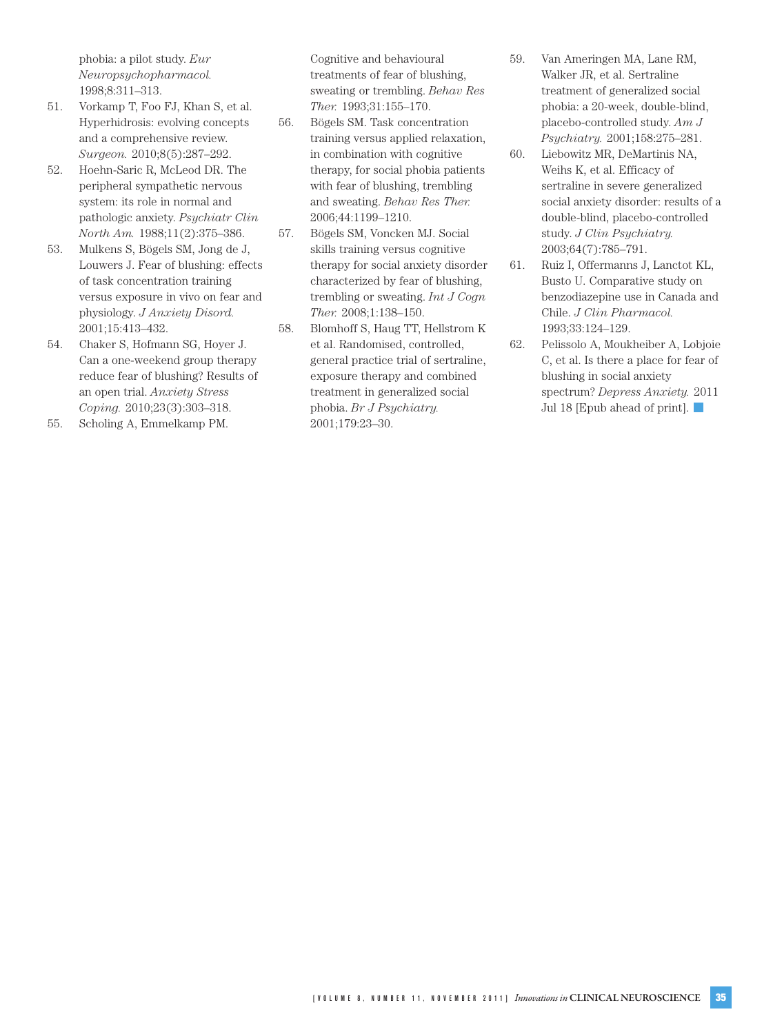phobia: a pilot study. *Eur Neuropsychopharmacol.* 1998;8:311–313.

51. Vorkamp T, Foo FJ, Khan S, et al. Hyperhidrosis: evolving concepts and a comprehensive review. *Surgeon.* 2010;8(5):287–292.
52. Hoehn-Saric R, McLeod DR. The peripheral sympathetic nervous system: its role in normal and pathologic anxiety. *Psychiatr Clin North Am.* 1988;11(2):375–386.
53. Mulkens S, Bögels SM, Jong de J, Louwers J. Fear of blushing: effects of task concentration training versus exposure in vivo on fear and physiology. *J Anxiety Disord.* 2001;15:413–432.
54. Chaker S, Hofmann SG, Hoyer J. Can a one-weekend group therapy reduce fear of blushing? Results of an open trial. *Anxiety Stress Coping.* 2010;23(3):303–318.
55. Scholing A, Emmelkamp PM. Cognitive and behavioural treatments of fear of blushing, sweating or trembling. *Behav Res Ther.* 1993;31:155–170.
56. Bögels SM. Task concentration training versus applied relaxation, in combination with cognitive therapy, for social phobia patients with fear of blushing, trembling and sweating. *Behav Res Ther.* 2006;44:1199–1210.
57. Bögels SM, Voncken MJ. Social skills training versus cognitive therapy for social anxiety disorder characterized by fear of blushing, trembling or sweating. *Int J Cogn Ther.* 2008;1:138–150.
58. Blomhoff S, Haug TT, Hellstrom K et al. Randomised, controlled, general practice trial of sertraline, exposure therapy and combined treatment in generalized social phobia. *Br J Psychiatry.* 2001;179:23–30.
59. Van Ameringen MA, Lane RM, Walker JR, et al. Sertraline treatment of generalized social phobia: a 20-week, double-blind, placebo-controlled study. *Am J Psychiatry.* 2001;158:275–281.
60. Liebowitz MR, DeMartinis NA, Weihs K, et al. Efficacy of sertraline in severe generalized social anxiety disorder: results of a double-blind, placebo-controlled study. *J Clin Psychiatry.* 2003;64(7):785–791.
61. Ruiz I, Offermanns J, Lanctot KL, Busto U. Comparative study on benzodiazepine use in Canada and Chile. *J Clin Pharmacol.* 1993;33:124–129.
62. Pelissolo A, Moukheiber A, Lobjoie C, et al. Is there a place for fear of blushing in social anxiety spectrum? *Depress Anxiety.* 2011 Jul 18 [Epub ahead of print].